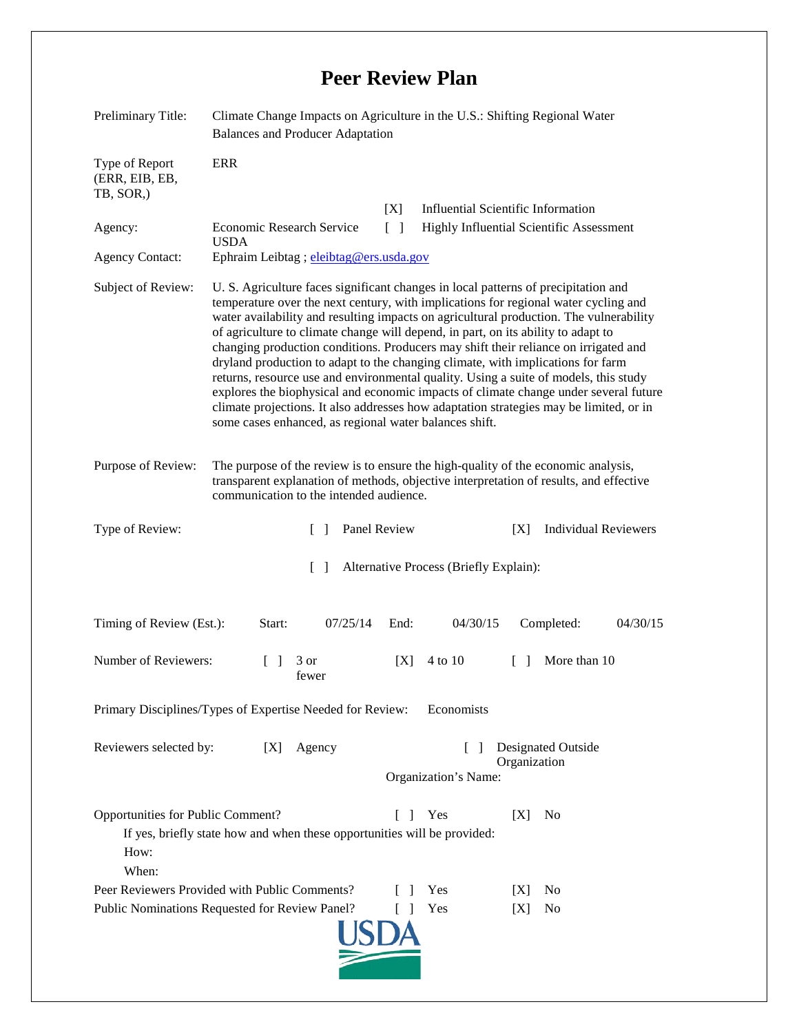# Peer Review Plan

| | |
|---|---|
| Preliminary Title: | Climate Change Impacts on Agriculture in the U.S.: Shifting Regional Water Balances and Producer Adaptation |
| Type of Report (ERR, EIB, EB, TB, SOR,) | ERR |
| | [X] Influential Scientific Information |
| Agency: | Economic Research Service USDA — [ ] Highly Influential Scientific Assessment |
| Agency Contact: | Ephraim Leibtag ; eleibtag@ers.usda.gov |
| Subject of Review: | U. S. Agriculture faces significant changes in local patterns of precipitation and temperature over the next century, with implications for regional water cycling and water availability and resulting impacts on agricultural production. The vulnerability of agriculture to climate change will depend, in part, on its ability to adapt to changing production conditions. Producers may shift their reliance on irrigated and dryland production to adapt to the changing climate, with implications for farm returns, resource use and environmental quality. Using a suite of models, this study explores the biophysical and economic impacts of climate change under several future climate projections. It also addresses how adaptation strategies may be limited, or in some cases enhanced, as regional water balances shift. |
| Purpose of Review: | The purpose of the review is to ensure the high-quality of the economic analysis, transparent explanation of methods, objective interpretation of results, and effective communication to the intended audience. |

Type of Review: [ ] Panel Review [X] Individual Reviewers

[ ] Alternative Process (Briefly Explain):

Timing of Review (Est.): Start: 07/25/14 End: 04/30/15 Completed: 04/30/15

Number of Reviewers: [ ] 3 or fewer [X] 4 to 10 [ ] More than 10

Primary Disciplines/Types of Expertise Needed for Review: Economists

Reviewers selected by: [X] Agency [ ] Designated Outside Organization

Organization's Name:

Opportunities for Public Comment? [ ] Yes [X] No

If yes, briefly state how and when these opportunities will be provided:

How:

When:

Peer Reviewers Provided with Public Comments? [ ] Yes [X] No

Public Nominations Requested for Review Panel? [ ] Yes [X] No